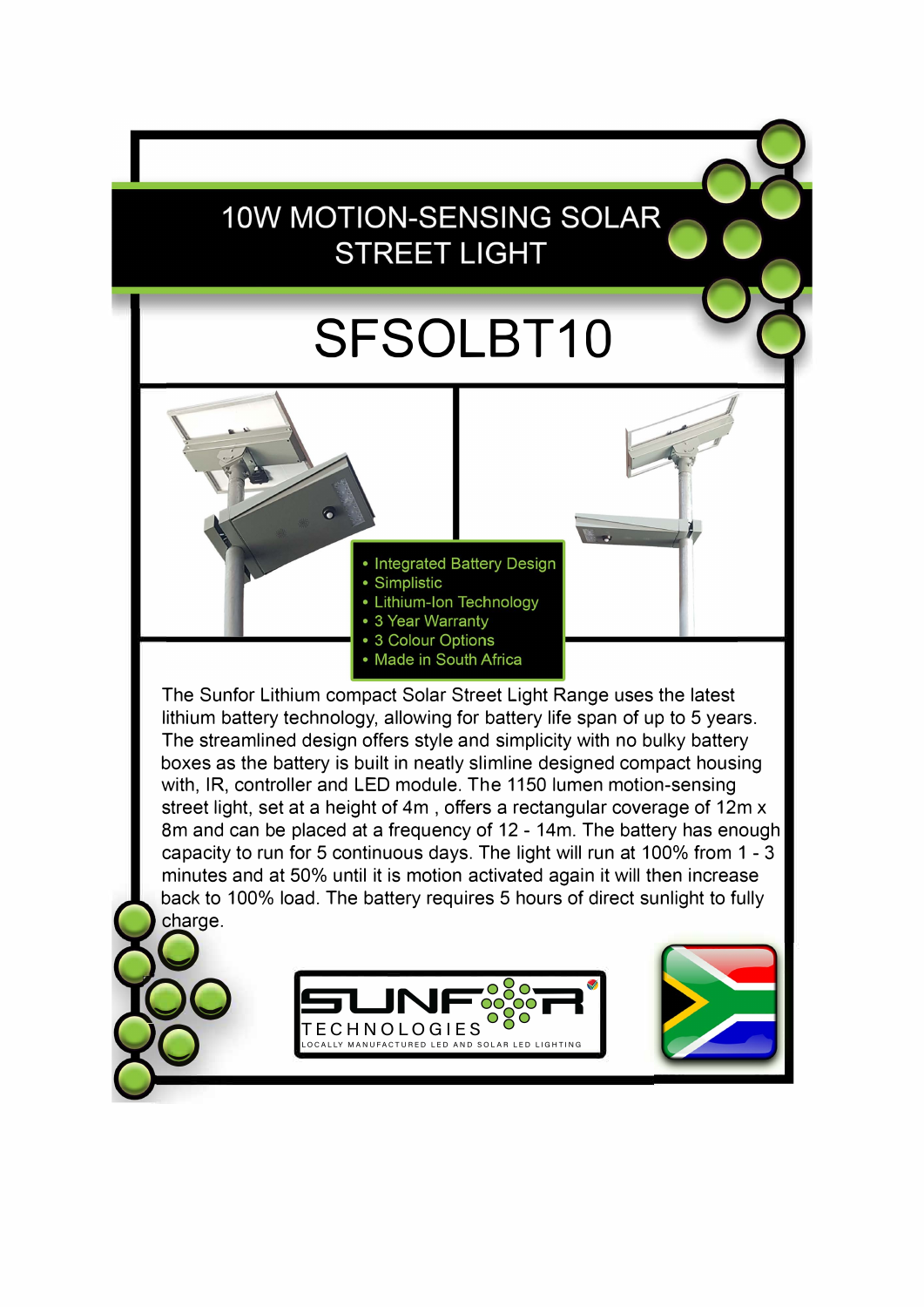# 10W MOTION-SENSING SOLAR STREET LIGHT

## SFSOLBT10

- Integrated Battery Design
- Simplistic
- Lithium-Ion Technology
- 3 Year Warranty
- 3 Colour Options
- Made in South Africa

The Sunfor Lithium compact Solar Street Light Range uses the latest lithium battery technology, allowing for battery life span of up to 5 years. The streamlined design offers style and simplicity with no bulky battery boxes as the battery is built in neatly slimline designed compact housing with, IR, controller and LED module. The 1150 lumen motion-sensing street light, set at a height of 4m , offers a rectangular coverage of 12m x 8m and can be placed at a frequency of 12 - 14m. The battery has enough capacity to run for 5 continuous days. The light will run at 100% from 1 - 3 minutes and at 50% until it is motion activated again it will then increase back to 100% load. The battery requires 5 hours of direct sunlight to fully charge.

SUNFOR TECHNOLOGIES
LOCALLY MANUFACTURED LED AND SOLAR LED LIGHTING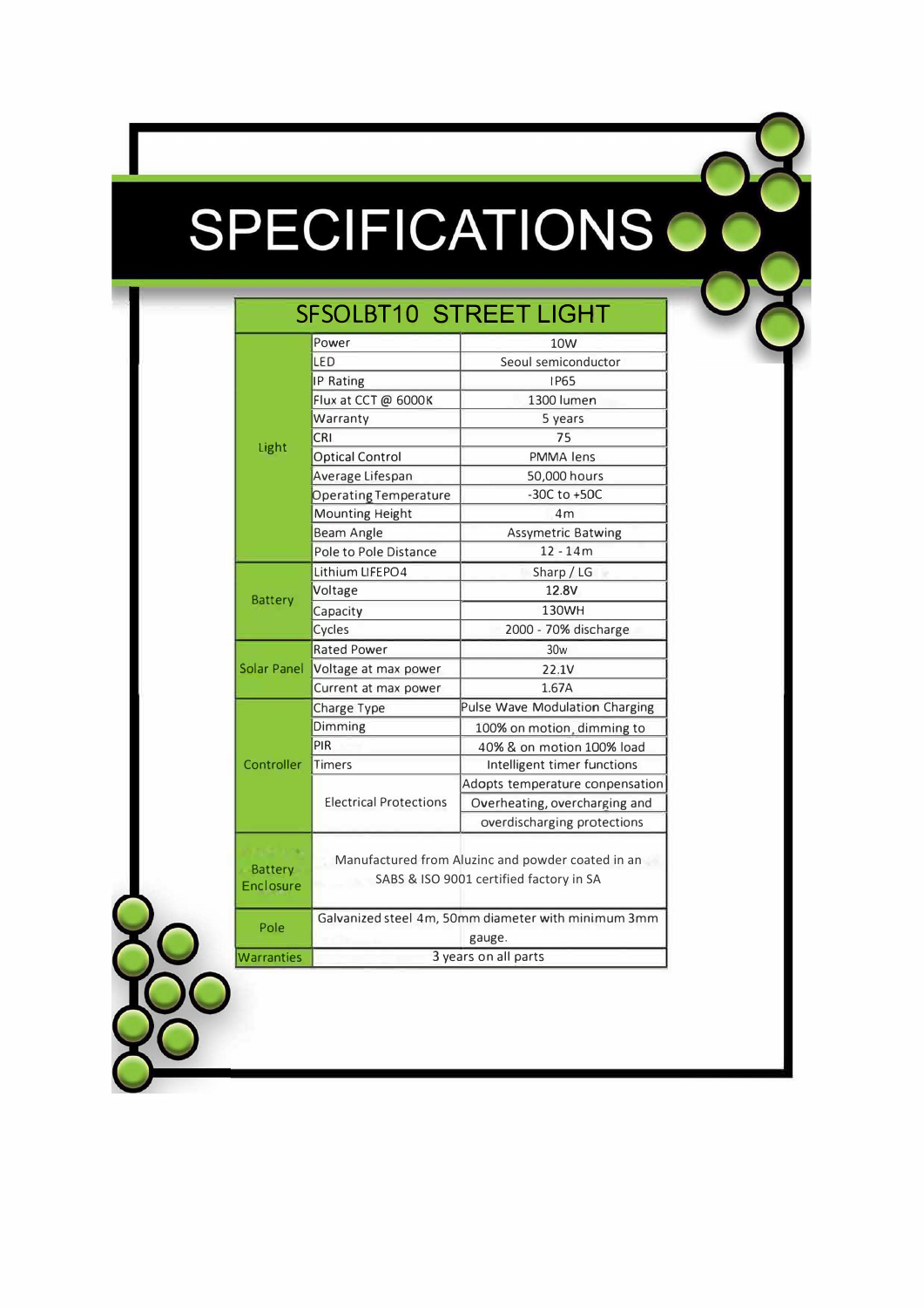# SPECIFICATIONS

## SFSOLBT10 STREET LIGHT

| | | |
|---|---|---|
| Light | Power | 10W |
| | LED | Seoul semiconductor |
| | IP Rating | IP65 |
| | Flux at CCT @ 6000K | 1300 lumen |
| | Warranty | 5 years |
| | CRI | 75 |
| | Optical Control | PMMA lens |
| | Average Lifespan | 50,000 hours |
| | Operating Temperature | -30C to +50C |
| | Mounting Height | 4m |
| | Beam Angle | Assymetric Batwing |
| | Pole to Pole Distance | 12 - 14m |
| Battery | Lithium LIFEPO4 | Sharp / LG |
| | Voltage | 12.8V |
| | Capacity | 130WH |
| | Cycles | 2000 - 70% discharge |
| Solar Panel | Rated Power | 30w |
| | Voltage at max power | 22.1V |
| | Current at max power | 1.67A |
| Controller | Charge Type | Pulse Wave Modulation Charging |
| | Dimming | 100% on motion, dimming to |
| | PIR | 40% & on motion 100% load |
| | Timers | Intelligent timer functions |
| | Electrical Protections | Adopts temperature conpensation Overheating, overcharging and overdischarging protections |
| Battery Enclosure | Manufactured from Aluzinc and powder coated in an SABS & ISO 9001 certified factory in SA | |
| Pole | Galvanized steel 4m, 50mm diameter with minimum 3mm gauge. | |
| Warranties | 3 years on all parts | |